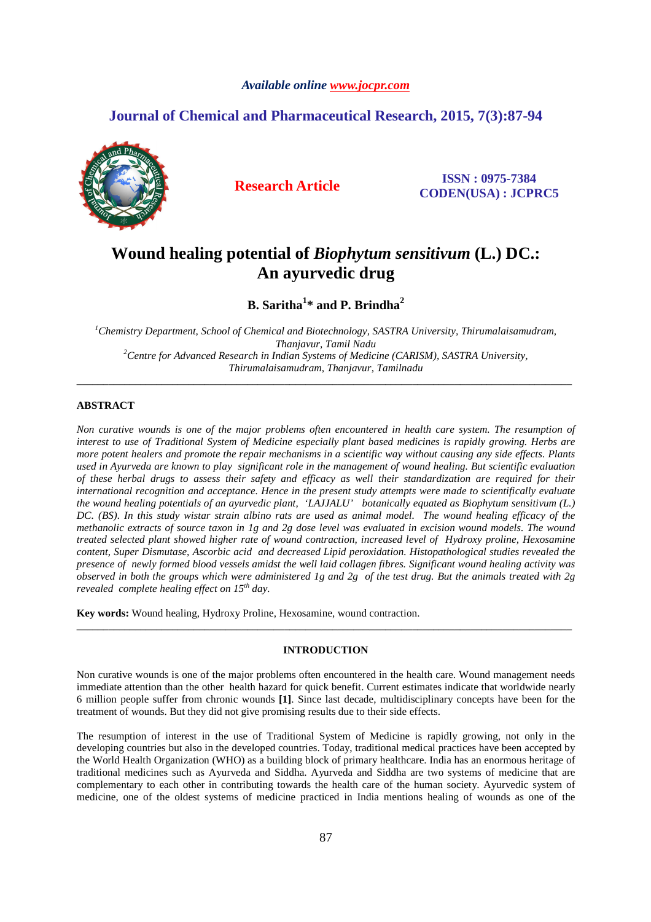*Available online www.jocpr.com*

**Journal of Chemical and Pharmaceutical Research, 2015, 7(3):87-94**

**Research Article**

**ISSN : 0975-7384**
**CODEN(USA) : JCPRC5**

# Wound healing potential of *Biophytum sensitivum* (L.) DC.: An ayurvedic drug

**B. Saritha[1]* and P. Brindha[2]**

[1]*Chemistry Department, School of Chemical and Biotechnology, SASTRA University, Thirumalaisamudram, Thanjavur, Tamil Nadu*
[2]*Centre for Advanced Research in Indian Systems of Medicine (CARISM), SASTRA University, Thirumalaisamudram, Thanjavur, Tamilnadu*

---

## ABSTRACT

*Non curative wounds is one of the major problems often encountered in health care system. The resumption of interest to use of Traditional System of Medicine especially plant based medicines is rapidly growing. Herbs are more potent healers and promote the repair mechanisms in a scientific way without causing any side effects. Plants used in Ayurveda are known to play significant role in the management of wound healing. But scientific evaluation of these herbal drugs to assess their safety and efficacy as well their standardization are required for their international recognition and acceptance. Hence in the present study attempts were made to scientifically evaluate the wound healing potentials of an ayurvedic plant, 'LAJJALU' botanically equated as Biophytum sensitivum (L.) DC. (BS). In this study wistar strain albino rats are used as animal model. The wound healing efficacy of the methanolic extracts of source taxon in 1g and 2g dose level was evaluated in excision wound models. The wound treated selected plant showed higher rate of wound contraction, increased level of Hydroxy proline, Hexosamine content, Super Dismutase, Ascorbic acid and decreased Lipid peroxidation. Histopathological studies revealed the presence of newly formed blood vessels amidst the well laid collagen fibres. Significant wound healing activity was observed in both the groups which were administered 1g and 2g of the test drug. But the animals treated with 2g revealed complete healing effect on 15th day.*

**Key words:** Wound healing, Hydroxy Proline, Hexosamine, wound contraction.

---

## INTRODUCTION

Non curative wounds is one of the major problems often encountered in the health care. Wound management needs immediate attention than the other health hazard for quick benefit. Current estimates indicate that worldwide nearly 6 million people suffer from chronic wounds **[1]**. Since last decade, multidisciplinary concepts have been for the treatment of wounds. But they did not give promising results due to their side effects.

The resumption of interest in the use of Traditional System of Medicine is rapidly growing, not only in the developing countries but also in the developed countries. Today, traditional medical practices have been accepted by the World Health Organization (WHO) as a building block of primary healthcare. India has an enormous heritage of traditional medicines such as Ayurveda and Siddha. Ayurveda and Siddha are two systems of medicine that are complementary to each other in contributing towards the health care of the human society. Ayurvedic system of medicine, one of the oldest systems of medicine practiced in India mentions healing of wounds as one of the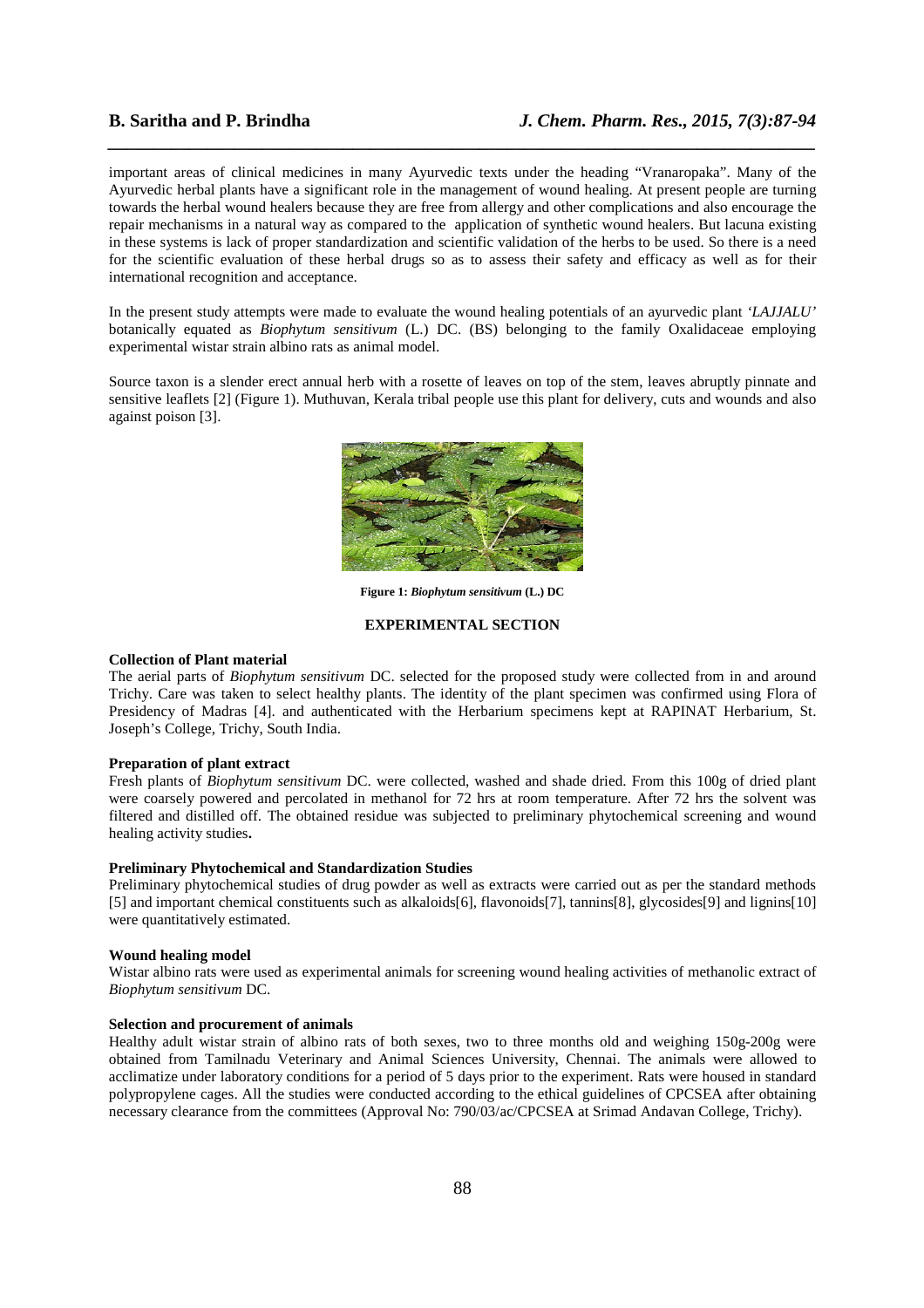important areas of clinical medicines in many Ayurvedic texts under the heading "Vranaropaka". Many of the Ayurvedic herbal plants have a significant role in the management of wound healing. At present people are turning towards the herbal wound healers because they are free from allergy and other complications and also encourage the repair mechanisms in a natural way as compared to the application of synthetic wound healers. But lacuna existing in these systems is lack of proper standardization and scientific validation of the herbs to be used. So there is a need for the scientific evaluation of these herbal drugs so as to assess their safety and efficacy as well as for their international recognition and acceptance.

In the present study attempts were made to evaluate the wound healing potentials of an ayurvedic plant *'LAJJALU'* botanically equated as *Biophytum sensitivum* (L.) DC. (BS) belonging to the family Oxalidaceae employing experimental wistar strain albino rats as animal model.

Source taxon is a slender erect annual herb with a rosette of leaves on top of the stem, leaves abruptly pinnate and sensitive leaflets [2] (Figure 1). Muthuvan, Kerala tribal people use this plant for delivery, cuts and wounds and also against poison [3].

**Figure 1:** ***Biophytum sensitivum*** **(L.) DC**

## EXPERIMENTAL SECTION

**Collection of Plant material**
The aerial parts of *Biophytum sensitivum* DC. selected for the proposed study were collected from in and around Trichy. Care was taken to select healthy plants. The identity of the plant specimen was confirmed using Flora of Presidency of Madras [4]. and authenticated with the Herbarium specimens kept at RAPINAT Herbarium, St. Joseph's College, Trichy, South India.

**Preparation of plant extract**
Fresh plants of *Biophytum sensitivum* DC. were collected, washed and shade dried. From this 100g of dried plant were coarsely powered and percolated in methanol for 72 hrs at room temperature. After 72 hrs the solvent was filtered and distilled off. The obtained residue was subjected to preliminary phytochemical screening and wound healing activity studies**.**

**Preliminary Phytochemical and Standardization Studies**
Preliminary phytochemical studies of drug powder as well as extracts were carried out as per the standard methods [5] and important chemical constituents such as alkaloids[6], flavonoids[7], tannins[8], glycosides[9] and lignins[10] were quantitatively estimated.

**Wound healing model**
Wistar albino rats were used as experimental animals for screening wound healing activities of methanolic extract of *Biophytum sensitivum* DC.

**Selection and procurement of animals**
Healthy adult wistar strain of albino rats of both sexes, two to three months old and weighing 150g-200g were obtained from Tamilnadu Veterinary and Animal Sciences University, Chennai. The animals were allowed to acclimatize under laboratory conditions for a period of 5 days prior to the experiment. Rats were housed in standard polypropylene cages. All the studies were conducted according to the ethical guidelines of CPCSEA after obtaining necessary clearance from the committees (Approval No: 790/03/ac/CPCSEA at Srimad Andavan College, Trichy).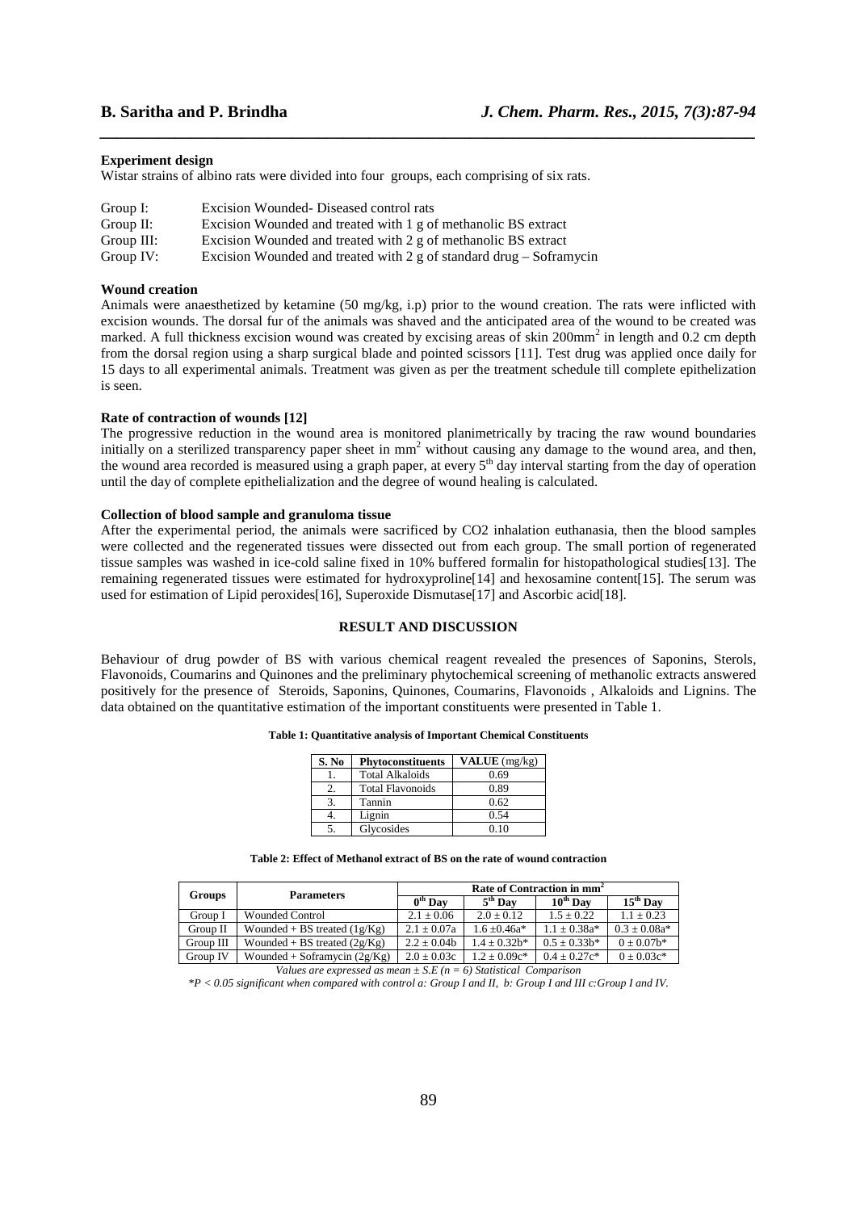**Experiment design**

Wistar strains of albino rats were divided into four groups, each comprising of six rats.

| | |
|---|---|
| Group I: | Excision Wounded- Diseased control rats |
| Group II: | Excision Wounded and treated with 1 g of methanolic BS extract |
| Group III: | Excision Wounded and treated with 2 g of methanolic BS extract |
| Group IV: | Excision Wounded and treated with 2 g of standard drug – Soframycin |

**Wound creation**

Animals were anaesthetized by ketamine (50 mg/kg, i.p) prior to the wound creation. The rats were inflicted with excision wounds. The dorsal fur of the animals was shaved and the anticipated area of the wound to be created was marked. A full thickness excision wound was created by excising areas of skin 200mm$^2$ in length and 0.2 cm depth from the dorsal region using a sharp surgical blade and pointed scissors [11]. Test drug was applied once daily for 15 days to all experimental animals. Treatment was given as per the treatment schedule till complete epithelization is seen.

**Rate of contraction of wounds [12]**

The progressive reduction in the wound area is monitored planimetrically by tracing the raw wound boundaries initially on a sterilized transparency paper sheet in mm$^2$ without causing any damage to the wound area, and then, the wound area recorded is measured using a graph paper, at every 5$^{th}$ day interval starting from the day of operation until the day of complete epithelialization and the degree of wound healing is calculated.

**Collection of blood sample and granuloma tissue**

After the experimental period, the animals were sacrificed by CO2 inhalation euthanasia, then the blood samples were collected and the regenerated tissues were dissected out from each group. The small portion of regenerated tissue samples was washed in ice-cold saline fixed in 10% buffered formalin for histopathological studies[13]. The remaining regenerated tissues were estimated for hydroxyproline[14] and hexosamine content[15]. The serum was used for estimation of Lipid peroxides[16], Superoxide Dismutase[17] and Ascorbic acid[18].

## RESULT AND DISCUSSION

Behaviour of drug powder of BS with various chemical reagent revealed the presences of Saponins, Sterols, Flavonoids, Coumarins and Quinones and the preliminary phytochemical screening of methanolic extracts answered positively for the presence of Steroids, Saponins, Quinones, Coumarins, Flavonoids , Alkaloids and Lignins. The data obtained on the quantitative estimation of the important constituents were presented in Table 1.

**Table 1: Quantitative analysis of Important Chemical Constituents**

| S. No | Phytoconstituents | VALUE (mg/kg) |
|---|---|---|
| 1. | Total Alkaloids | 0.69 |
| 2. | Total Flavonoids | 0.89 |
| 3. | Tannin | 0.62 |
| 4. | Lignin | 0.54 |
| 5. | Glycosides | 0.10 |

**Table 2: Effect of Methanol extract of BS on the rate of wound contraction**

| Groups | Parameters | Rate of Contraction in mm$^2$ | | | |
|---|---|---|---|---|---|
| | | 0$^{th}$ Day | 5$^{th}$ Day | 10$^{th}$ Day | 15$^{th}$ Day |
| Group I | Wounded Control | 2.1 ± 0.06 | 2.0 ± 0.12 | 1.5 ± 0.22 | 1.1 ± 0.23 |
| Group II | Wounded + BS treated (1g/Kg) | 2.1 ± 0.07a | 1.6 ±0.46a* | 1.1 ± 0.38a* | 0.3 ± 0.08a* |
| Group III | Wounded + BS treated (2g/Kg) | 2.2 ± 0.04b | 1.4 ± 0.32b* | 0.5 ± 0.33b* | 0 ± 0.07b* |
| Group IV | Wounded + Soframycin (2g/Kg) | 2.0 ± 0.03c | 1.2 ± 0.09c* | 0.4 ± 0.27c* | 0 ± 0.03c* |

*Values are expressed as mean ± S.E (n = 6) Statistical Comparison*

*\*P < 0.05 significant when compared with control a: Group I and II, b: Group I and III c:Group I and IV.*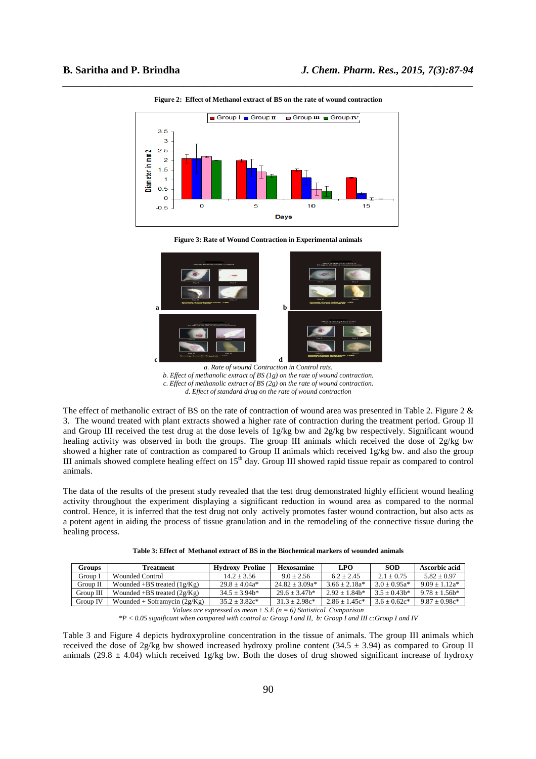**Figure 2: Effect of Methanol extract of BS on the rate of wound contraction**

Group I Group II Group III Group IV

Diameter in mm 2

3.5
3
2.5
2
1.5
1
0.5
0
-0.5

0 5 10 15

Days

**Figure 3: Rate of Wound Contraction in Experimental animals**

a b c d

*a. Rate of wound Contraction in Control rats.*
*b. Effect of methanolic extract of BS (1g) on the rate of wound contraction.*
*c. Effect of methanolic extract of BS (2g) on the rate of wound contraction.*
*d. Effect of standard drug on the rate of wound contraction*

The effect of methanolic extract of BS on the rate of contraction of wound area was presented in Table 2. Figure 2 & 3. The wound treated with plant extracts showed a higher rate of contraction during the treatment period. Group II and Group III received the test drug at the dose levels of 1g/kg bw and 2g/kg bw respectively. Significant wound healing activity was observed in both the groups. The group III animals which received the dose of 2g/kg bw showed a higher rate of contraction as compared to Group II animals which received 1g/kg bw. and also the group III animals showed complete healing effect on 15$^{th}$ day. Group III showed rapid tissue repair as compared to control animals.

The data of the results of the present study revealed that the test drug demonstrated highly efficient wound healing activity throughout the experiment displaying a significant reduction in wound area as compared to the normal control. Hence, it is inferred that the test drug not only actively promotes faster wound contraction, but also acts as a potent agent in aiding the process of tissue granulation and in the remodeling of the connective tissue during the healing process.

**Table 3: Effect of Methanol extract of BS in the Biochemical markers of wounded animals**

| Groups | Treatment | Hydroxy Proline | Hexosamine | LPO | SOD | Ascorbic acid |
|---|---|---|---|---|---|---|
| Group I | Wounded Control | 14.2 ± 3.56 | 9.0 ± 2.56 | 6.2 ± 2.45 | 2.1 ± 0.75 | 5.82 ± 0.97 |
| Group II | Wounded +BS treated (1g/Kg) | 29.8 ± 4.04a* | 24.82 ± 3.09a* | 3.66 ± 2.18a* | 3.0 ± 0.95a* | 9.09 ± 1.12a* |
| Group III | Wounded +BS treated (2g/Kg) | 34.5 ± 3.94b* | 29.6 ± 3.47b* | 2.92 ± 1.84b* | 3.5 ± 0.43b* | 9.78 ± 1.56b* |
| Group IV | Wounded + Soframycin (2g/Kg) | 35.2 ± 3.82c* | 31.3 ± 2.98c* | 2.86 ± 1.45c* | 3.6 ± 0.62c* | 9.87 ± 0.98c* |

*Values are expressed as mean ± S.E (n = 6) Statistical Comparison*

*\*P < 0.05 significant when compared with control a: Group I and II, b: Group I and III c:Group I and IV*

Table 3 and Figure 4 depicts hydroxyproline concentration in the tissue of animals. The group III animals which received the dose of 2g/kg bw showed increased hydroxy proline content (34.5 ± 3.94) as compared to Group II animals (29.8 ± 4.04) which received 1g/kg bw. Both the doses of drug showed significant increase of hydroxy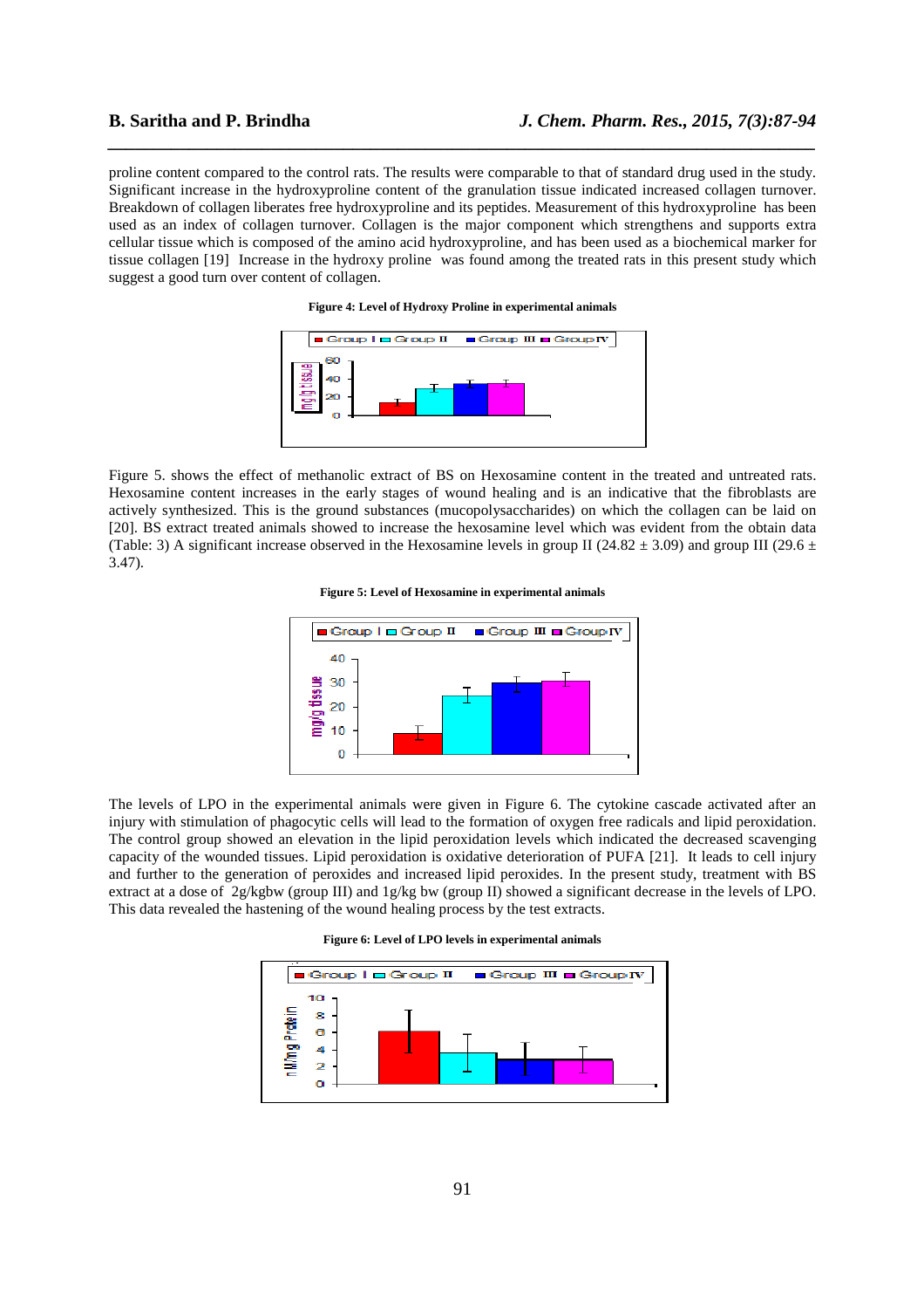proline content compared to the control rats. The results were comparable to that of standard drug used in the study. Significant increase in the hydroxyproline content of the granulation tissue indicated increased collagen turnover. Breakdown of collagen liberates free hydroxyproline and its peptides. Measurement of this hydroxyproline has been used as an index of collagen turnover. Collagen is the major component which strengthens and supports extra cellular tissue which is composed of the amino acid hydroxyproline, and has been used as a biochemical marker for tissue collagen [19] Increase in the hydroxy proline was found among the treated rats in this present study which suggest a good turn over content of collagen.

**Figure 4: Level of Hydroxy Proline in experimental animals**

Group I Group II Group III Group IV

mg/g tissue

60
40
20
0

Figure 5. shows the effect of methanolic extract of BS on Hexosamine content in the treated and untreated rats. Hexosamine content increases in the early stages of wound healing and is an indicative that the fibroblasts are actively synthesized. This is the ground substances (mucopolysaccharides) on which the collagen can be laid on [20]. BS extract treated animals showed to increase the hexosamine level which was evident from the obtain data (Table: 3) A significant increase observed in the Hexosamine levels in group II (24.82 ± 3.09) and group III (29.6 ± 3.47).

**Figure 5: Level of Hexosamine in experimental animals**

Group I Group II Group III Group IV

mg/g tissue

40
30
20
10
0

The levels of LPO in the experimental animals were given in Figure 6. The cytokine cascade activated after an injury with stimulation of phagocytic cells will lead to the formation of oxygen free radicals and lipid peroxidation. The control group showed an elevation in the lipid peroxidation levels which indicated the decreased scavenging capacity of the wounded tissues. Lipid peroxidation is oxidative deterioration of PUFA [21]. It leads to cell injury and further to the generation of peroxides and increased lipid peroxides. In the present study, treatment with BS extract at a dose of 2g/kgbw (group III) and 1g/kg bw (group II) showed a significant decrease in the levels of LPO. This data revealed the hastening of the wound healing process by the test extracts.

**Figure 6: Level of LPO levels in experimental animals**

Group I Group II Group III Group IV

nM/mg Protein

10
8
6
4
2
0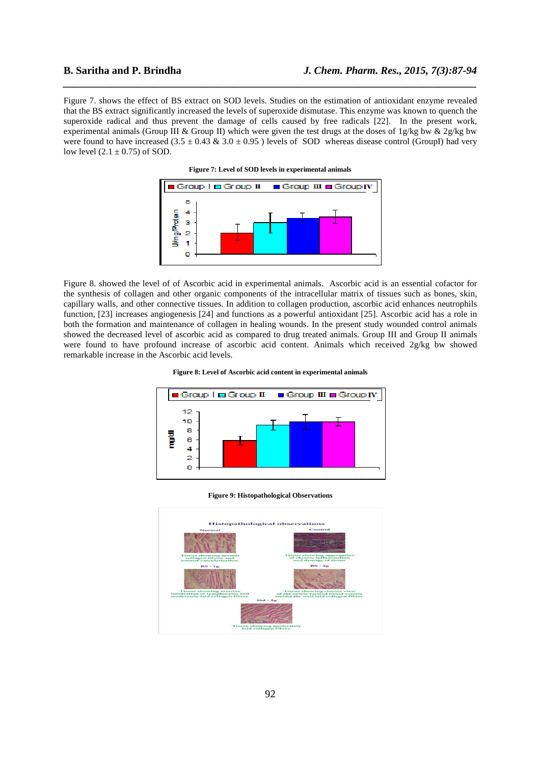Figure 7. shows the effect of BS extract on SOD levels. Studies on the estimation of antioxidant enzyme revealed that the BS extract significantly increased the levels of superoxide dismutase. This enzyme was known to quench the superoxide radical and thus prevent the damage of cells caused by free radicals [22]. In the present work, experimental animals (Group III & Group II) which were given the test drugs at the doses of 1g/kg bw & 2g/kg bw were found to have increased ($3.5 \pm 0.43$ & $3.0 \pm 0.95$ ) levels of SOD whereas disease control (GroupI) had very low level ($2.1 \pm 0.75$) of SOD.

**Figure 7: Level of SOD levels in experimental animals**

Group I
Group II
Group III
Group IV

U/mg Protein

5
4
3
2
1
0

Figure 8. showed the level of of Ascorbic acid in experimental animals. Ascorbic acid is an essential cofactor for the synthesis of collagen and other organic components of the intracellular matrix of tissues such as bones, skin, capillary walls, and other connective tissues. In addition to collagen production, ascorbic acid enhances neutrophils function, [23] increases angiogenesis [24] and functions as a powerful antioxidant [25]. Ascorbic acid has a role in both the formation and maintenance of collagen in healing wounds. In the present study wounded control animals showed the decreased level of ascorbic acid as compared to drug treated animals. Group III and Group II animals were found to have profound increase of ascorbic acid content. Animals which received 2g/kg bw showed remarkable increase in the Ascorbic acid levels.

**Figure 8: Level of Ascorbic acid content in experimental animals**

Group I
Group II
Group III
Group IV

mg/dl

12
10
8
6
4
2
0

**Figure 9: Histopathological Observations**

Histopathological observations

Normal

Tissue showing normal collagen fibres, and normal vascularisation.

Control

Tissue showing aggregation of chronic inflammation and damage of tissue

BS - 1g

Tissue showing massive infiltration of lymphocytes and moderately laid collagen fibres.

BS - 2g

Tissue showing closure view of the newly formed blood vessels amidst the well laid collagen fibres.

Std - 2g

Tissue showing moderately laid collagen fibres.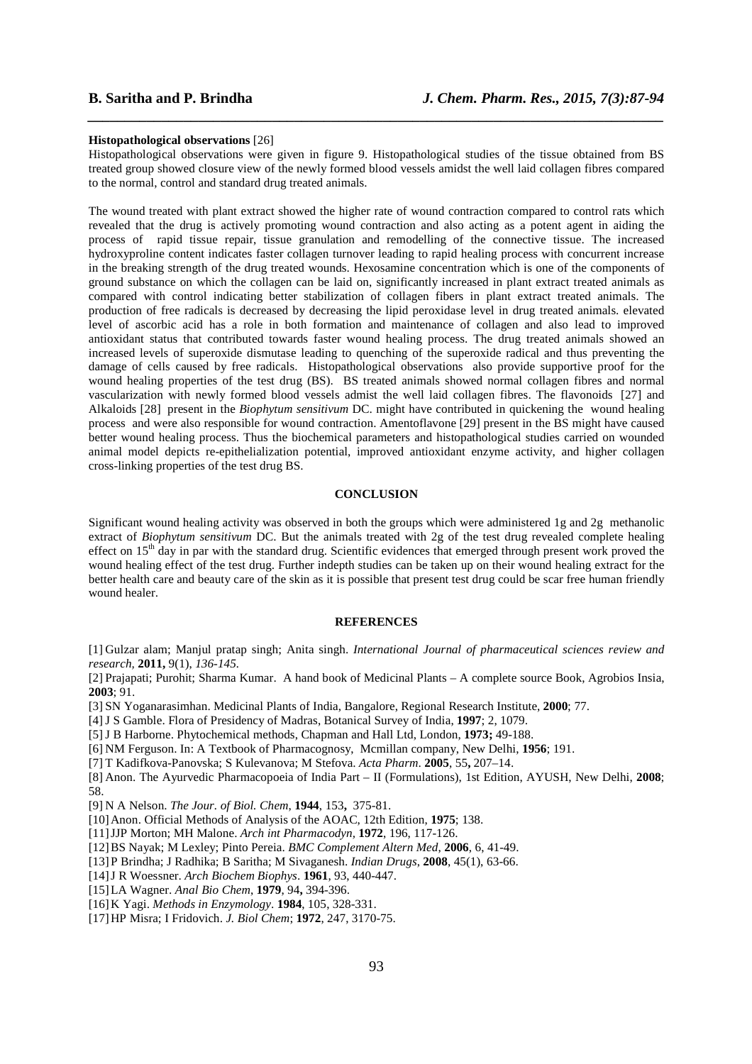**Histopathological observations** [26]

Histopathological observations were given in figure 9. Histopathological studies of the tissue obtained from BS treated group showed closure view of the newly formed blood vessels amidst the well laid collagen fibres compared to the normal, control and standard drug treated animals.

The wound treated with plant extract showed the higher rate of wound contraction compared to control rats which revealed that the drug is actively promoting wound contraction and also acting as a potent agent in aiding the process of rapid tissue repair, tissue granulation and remodelling of the connective tissue. The increased hydroxyproline content indicates faster collagen turnover leading to rapid healing process with concurrent increase in the breaking strength of the drug treated wounds. Hexosamine concentration which is one of the components of ground substance on which the collagen can be laid on, significantly increased in plant extract treated animals as compared with control indicating better stabilization of collagen fibers in plant extract treated animals. The production of free radicals is decreased by decreasing the lipid peroxidase level in drug treated animals. elevated level of ascorbic acid has a role in both formation and maintenance of collagen and also lead to improved antioxidant status that contributed towards faster wound healing process. The drug treated animals showed an increased levels of superoxide dismutase leading to quenching of the superoxide radical and thus preventing the damage of cells caused by free radicals. Histopathological observations also provide supportive proof for the wound healing properties of the test drug (BS). BS treated animals showed normal collagen fibres and normal vascularization with newly formed blood vessels admist the well laid collagen fibres. The flavonoids [27] and Alkaloids [28] present in the *Biophytum sensitivum* DC. might have contributed in quickening the wound healing process and were also responsible for wound contraction. Amentoflavone [29] present in the BS might have caused better wound healing process. Thus the biochemical parameters and histopathological studies carried on wounded animal model depicts re-epithelialization potential, improved antioxidant enzyme activity, and higher collagen cross-linking properties of the test drug BS.

## CONCLUSION

Significant wound healing activity was observed in both the groups which were administered 1g and 2g methanolic extract of *Biophytum sensitivum* DC. But the animals treated with 2g of the test drug revealed complete healing effect on 15th day in par with the standard drug. Scientific evidences that emerged through present work proved the wound healing effect of the test drug. Further indepth studies can be taken up on their wound healing extract for the better health care and beauty care of the skin as it is possible that present test drug could be scar free human friendly wound healer.

## REFERENCES

[1] Gulzar alam; Manjul pratap singh; Anita singh. *International Journal of pharmaceutical sciences review and research,* **2011,** 9(1), *136-145.*

[2] Prajapati; Purohit; Sharma Kumar. A hand book of Medicinal Plants – A complete source Book, Agrobios Insia, **2003**; 91.

[3] SN Yoganarasimhan. Medicinal Plants of India, Bangalore, Regional Research Institute, **2000**; 77.

[4] J S Gamble. Flora of Presidency of Madras, Botanical Survey of India, **1997**; 2, 1079.

[5] J B Harborne. Phytochemical methods, Chapman and Hall Ltd, London, **1973;** 49-188.

[6] NM Ferguson. In: A Textbook of Pharmacognosy, Mcmillan company, New Delhi, **1956**; 191.

[7] T Kadifkova-Panovska; S Kulevanova; M Stefova. *Acta Pharm*. **2005**, 55**,** 207–14.

[8] Anon. The Ayurvedic Pharmacopoeia of India Part – II (Formulations), 1st Edition, AYUSH, New Delhi, **2008**; 58.

[9] N A Nelson. *The Jour. of Biol. Chem*, **1944**, 153**,** 375-81.

[10] Anon. Official Methods of Analysis of the AOAC, 12th Edition, **1975**; 138.

[11] JJP Morton; MH Malone. *Arch int Pharmacodyn,* **1972**, 196, 117-126.

[12] BS Nayak; M Lexley; Pinto Pereia. *BMC Complement Altern Med*, **2006**, 6, 41-49.

[13] P Brindha; J Radhika; B Saritha; M Sivaganesh. *Indian Drugs*, **2008**, 45(1), 63-66.

[14] J R Woessner. *Arch Biochem Biophys*. **1961**, 93, 440-447.

[15] LA Wagner. *Anal Bio Chem*, **1979**, 94**,** 394-396.

[16] K Yagi. *Methods in Enzymology*. **1984**, 105, 328-331.

[17] HP Misra; I Fridovich. *J. Biol Chem*; **1972**, 247, 3170-75.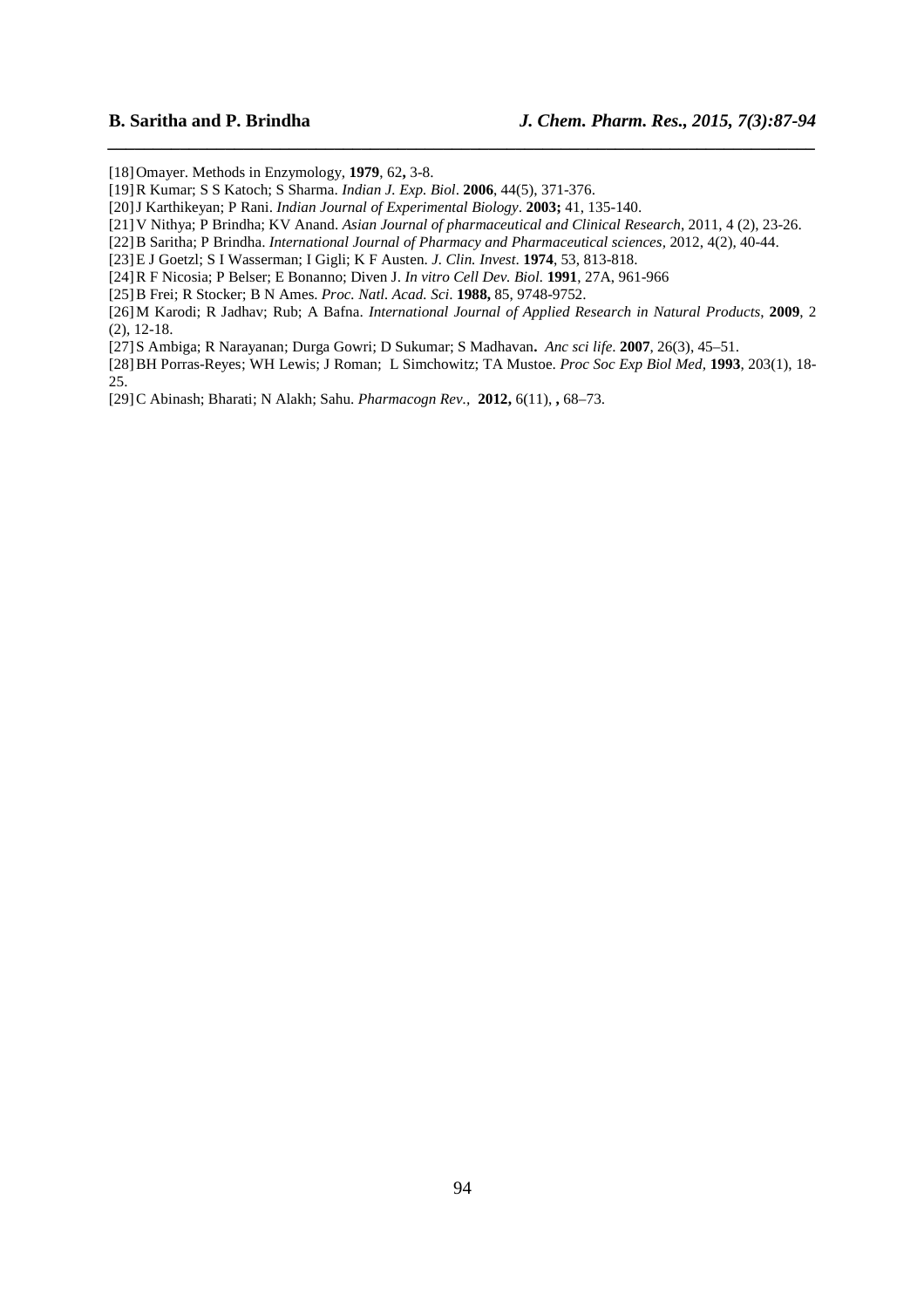[18] Omayer. Methods in Enzymology, **1979**, 62**,** 3-8.

[19] R Kumar; S S Katoch; S Sharma. *Indian J. Exp. Biol*. **2006**, 44(5), 371-376.

[20] J Karthikeyan; P Rani. *Indian Journal of Experimental Biology*. **2003;** 41, 135-140.

[21] V Nithya; P Brindha; KV Anand. *Asian Journal of pharmaceutical and Clinical Research*, 2011, 4 (2), 23-26.

[22] B Saritha; P Brindha. *International Journal of Pharmacy and Pharmaceutical sciences*, 2012, 4(2), 40-44.

[23] E J Goetzl; S I Wasserman; I Gigli; K F Austen. *J. Clin. Invest*. **1974**, 53, 813-818.

[24] R F Nicosia; P Belser; E Bonanno; Diven J. *In vitro Cell Dev. Biol.* **1991**, 27A, 961-966

[25] B Frei; R Stocker; B N Ames. *Proc. Natl. Acad. Sci*. **1988,** 85, 9748-9752.

[26] M Karodi; R Jadhav; Rub; A Bafna. *International Journal of Applied Research in Natural Products*, **2009**, 2 (2), 12-18.

[27] S Ambiga; R Narayanan; Durga Gowri; D Sukumar; S Madhavan**.** *Anc sci life*. **2007**, 26(3), 45–51.

[28] BH Porras-Reyes; WH Lewis; J Roman; L Simchowitz; TA Mustoe. *Proc Soc Exp Biol Med*, **1993**, 203(1), 18-25.

[29] C Abinash; Bharati; N Alakh; Sahu. *Pharmacogn Rev.,* **2012,** 6(11), **,** 68–73.